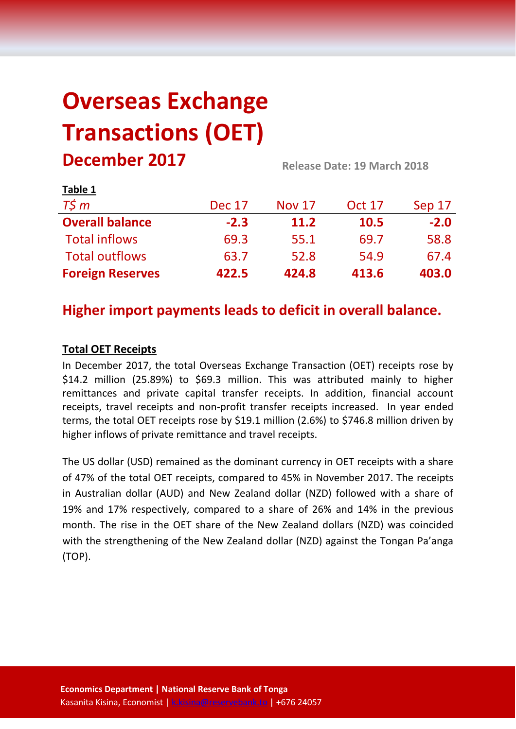# Overseas Exchange Transactions (OET)

## December 2017

**Release Date: 19 March 2018**

**Table 1**

| *T$ m* | Dec 17 | Nov 17 | Oct 17 | Sep 17 |
|---|---|---|---|---|
| **Overall balance** | **-2.3** | **11.2** | **10.5** | **-2.0** |
| Total inflows | 69.3 | 55.1 | 69.7 | 58.8 |
| Total outflows | 63.7 | 52.8 | 54.9 | 67.4 |
| **Foreign Reserves** | **422.5** | **424.8** | **413.6** | **403.0** |

## Higher import payments leads to deficit in overall balance.

**Total OET Receipts**

In December 2017, the total Overseas Exchange Transaction (OET) receipts rose by $14.2 million (25.89%) to $69.3 million. This was attributed mainly to higher remittances and private capital transfer receipts. In addition, financial account receipts, travel receipts and non-profit transfer receipts increased. In year ended terms, the total OET receipts rose by $19.1 million (2.6%) to $746.8 million driven by higher inflows of private remittance and travel receipts.

The US dollar (USD) remained as the dominant currency in OET receipts with a share of 47% of the total OET receipts, compared to 45% in November 2017. The receipts in Australian dollar (AUD) and New Zealand dollar (NZD) followed with a share of 19% and 17% respectively, compared to a share of 26% and 14% in the previous month. The rise in the OET share of the New Zealand dollars (NZD) was coincided with the strengthening of the New Zealand dollar (NZD) against the Tongan Pa'anga (TOP).

**Economics Department | National Reserve Bank of Tonga**
Kasanita Kisina, Economist | k.kisina@reservebank.to | +676 24057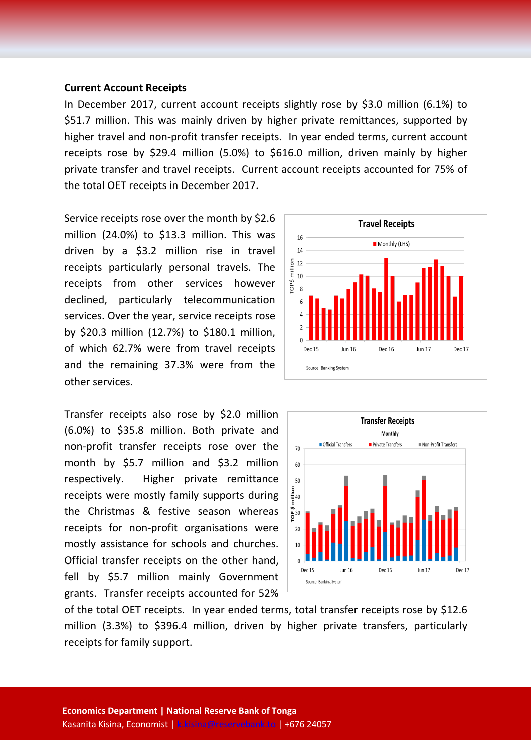**Current Account Receipts**

In December 2017, current account receipts slightly rose by $3.0 million (6.1%) to $51.7 million. This was mainly driven by higher private remittances, supported by higher travel and non-profit transfer receipts. In year ended terms, current account receipts rose by $29.4 million (5.0%) to $616.0 million, driven mainly by higher private transfer and travel receipts. Current account receipts accounted for 75% of the total OET receipts in December 2017.

Service receipts rose over the month by $2.6 million (24.0%) to $13.3 million. This was driven by a $3.2 million rise in travel receipts particularly personal travels. The receipts from other services however declined, particularly telecommunication services. Over the year, service receipts rose by $20.3 million (12.7%) to $180.1 million, of which 62.7% were from travel receipts and the remaining 37.3% were from the other services.

Transfer receipts also rose by $2.0 million (6.0%) to $35.8 million. Both private and non-profit transfer receipts rose over the month by $5.7 million and $3.2 million respectively. Higher private remittance receipts were mostly family supports during the Christmas & festive season whereas receipts for non-profit organisations were mostly assistance for schools and churches. Official transfer receipts on the other hand, fell by $5.7 million mainly Government grants. Transfer receipts accounted for 52% of the total OET receipts. In year ended terms, total transfer receipts rose by $12.6 million (3.3%) to $396.4 million, driven by higher private transfers, particularly receipts for family support.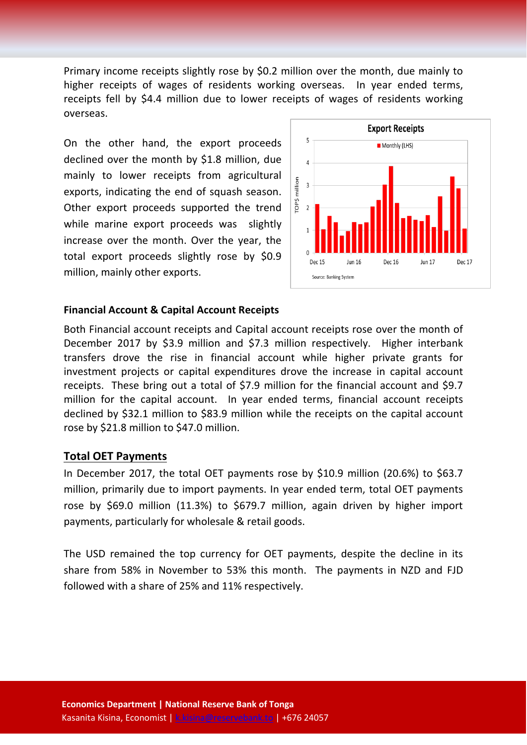Primary income receipts slightly rose by $0.2 million over the month, due mainly to higher receipts of wages of residents working overseas. In year ended terms, receipts fell by $4.4 million due to lower receipts of wages of residents working overseas.

On the other hand, the export proceeds declined over the month by $1.8 million, due mainly to lower receipts from agricultural exports, indicating the end of squash season. Other export proceeds supported the trend while marine export proceeds was slightly increase over the month. Over the year, the total export proceeds slightly rose by $0.9 million, mainly other exports.

### Financial Account & Capital Account Receipts

Both Financial account receipts and Capital account receipts rose over the month of December 2017 by $3.9 million and $7.3 million respectively. Higher interbank transfers drove the rise in financial account while higher private grants for investment projects or capital expenditures drove the increase in capital account receipts. These bring out a total of $7.9 million for the financial account and $9.7 million for the capital account. In year ended terms, financial account receipts declined by $32.1 million to $83.9 million while the receipts on the capital account rose by $21.8 million to $47.0 million.

## Total OET Payments

In December 2017, the total OET payments rose by $10.9 million (20.6%) to $63.7 million, primarily due to import payments. In year ended term, total OET payments rose by $69.0 million (11.3%) to $679.7 million, again driven by higher import payments, particularly for wholesale & retail goods.

The USD remained the top currency for OET payments, despite the decline in its share from 58% in November to 53% this month. The payments in NZD and FJD followed with a share of 25% and 11% respectively.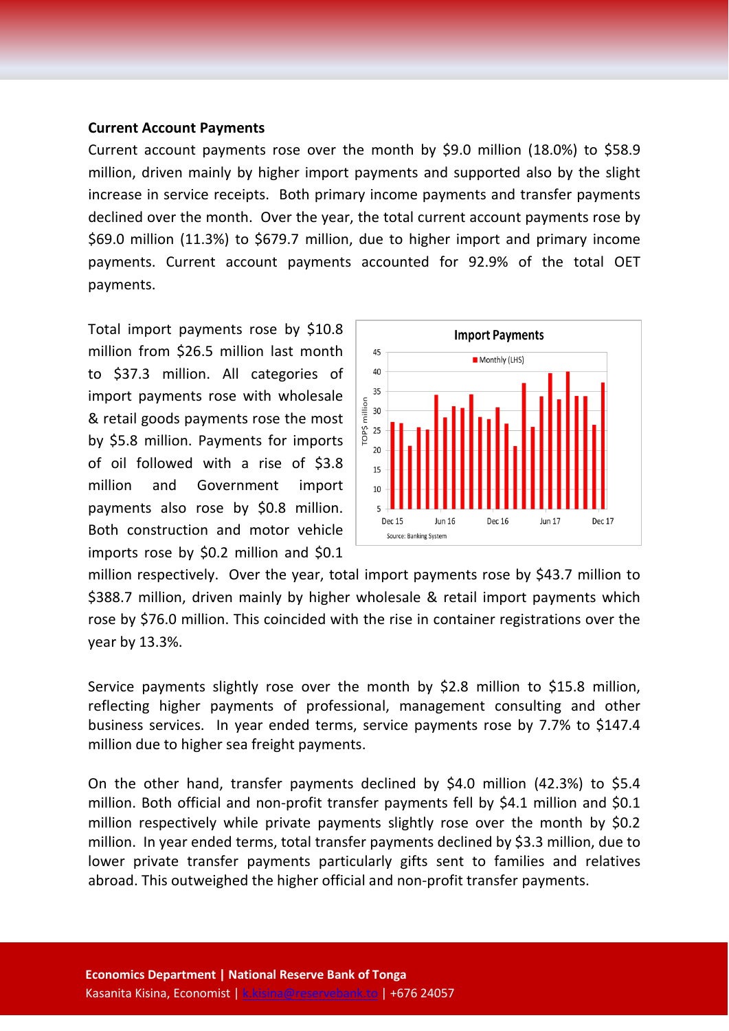**Current Account Payments**

Current account payments rose over the month by $9.0 million (18.0%) to $58.9 million, driven mainly by higher import payments and supported also by the slight increase in service receipts. Both primary income payments and transfer payments declined over the month. Over the year, the total current account payments rose by $69.0 million (11.3%) to $679.7 million, due to higher import and primary income payments. Current account payments accounted for 92.9% of the total OET payments.

Total import payments rose by $10.8 million from $26.5 million last month to $37.3 million. All categories of import payments rose with wholesale & retail goods payments rose the most by $5.8 million. Payments for imports of oil followed with a rise of $3.8 million and Government import payments also rose by $0.8 million. Both construction and motor vehicle imports rose by $0.2 million and $0.1 million respectively. Over the year, total import payments rose by $43.7 million to $388.7 million, driven mainly by higher wholesale & retail import payments which rose by $76.0 million. This coincided with the rise in container registrations over the year by 13.3%.

Service payments slightly rose over the month by $2.8 million to $15.8 million, reflecting higher payments of professional, management consulting and other business services. In year ended terms, service payments rose by 7.7% to $147.4 million due to higher sea freight payments.

On the other hand, transfer payments declined by $4.0 million (42.3%) to $5.4 million. Both official and non-profit transfer payments fell by $4.1 million and $0.1 million respectively while private payments slightly rose over the month by $0.2 million. In year ended terms, total transfer payments declined by $3.3 million, due to lower private transfer payments particularly gifts sent to families and relatives abroad. This outweighed the higher official and non-profit transfer payments.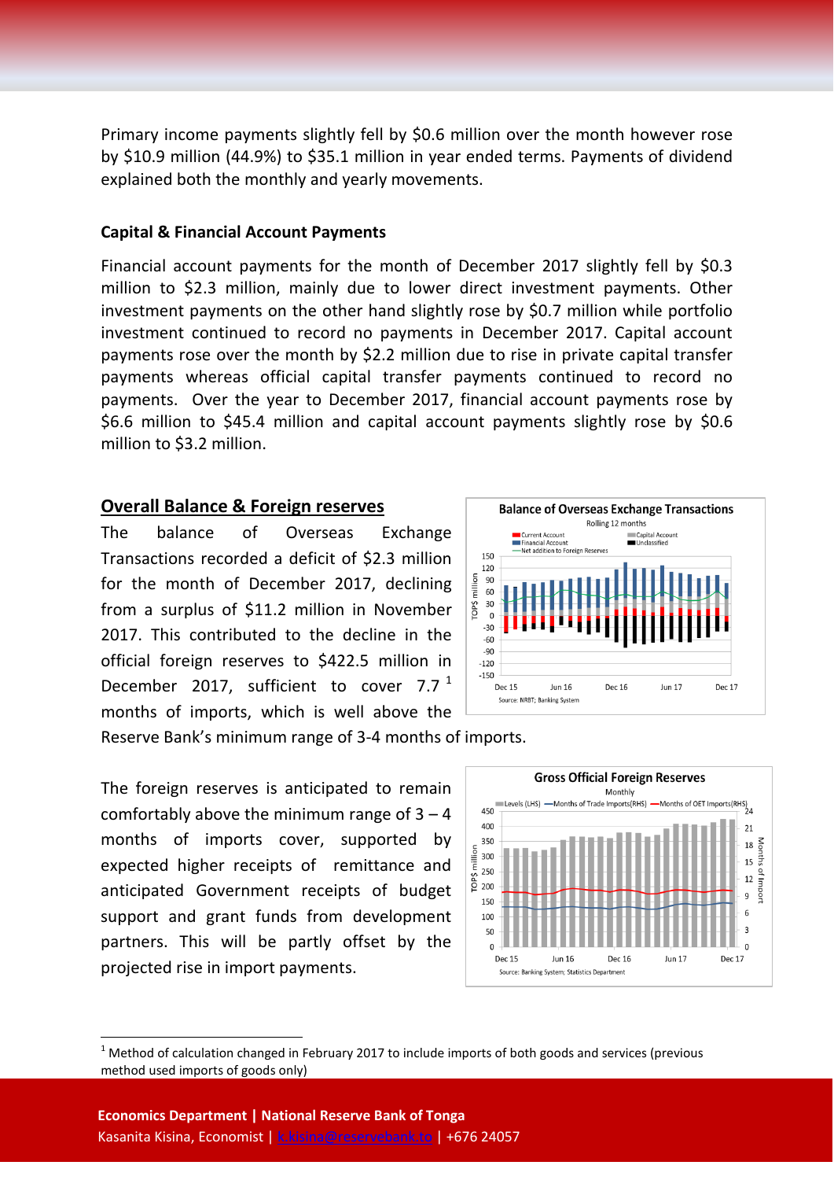Primary income payments slightly fell by $0.6 million over the month however rose by $10.9 million (44.9%) to $35.1 million in year ended terms. Payments of dividend explained both the monthly and yearly movements.

**Capital & Financial Account Payments**

Financial account payments for the month of December 2017 slightly fell by $0.3 million to $2.3 million, mainly due to lower direct investment payments. Other investment payments on the other hand slightly rose by $0.7 million while portfolio investment continued to record no payments in December 2017. Capital account payments rose over the month by $2.2 million due to rise in private capital transfer payments whereas official capital transfer payments continued to record no payments. Over the year to December 2017, financial account payments rose by $6.6 million to $45.4 million and capital account payments slightly rose by $0.6 million to $3.2 million.

## Overall Balance & Foreign reserves

The balance of Overseas Exchange Transactions recorded a deficit of $2.3 million for the month of December 2017, declining from a surplus of $11.2 million in November 2017. This contributed to the decline in the official foreign reserves to $422.5 million in December 2017, sufficient to cover 7.7 [1] months of imports, which is well above the Reserve Bank's minimum range of 3-4 months of imports.

The foreign reserves is anticipated to remain comfortably above the minimum range of 3 – 4 months of imports cover, supported by expected higher receipts of remittance and anticipated Government receipts of budget support and grant funds from development partners. This will be partly offset by the projected rise in import payments.

[1] Method of calculation changed in February 2017 to include imports of both goods and services (previous method used imports of goods only)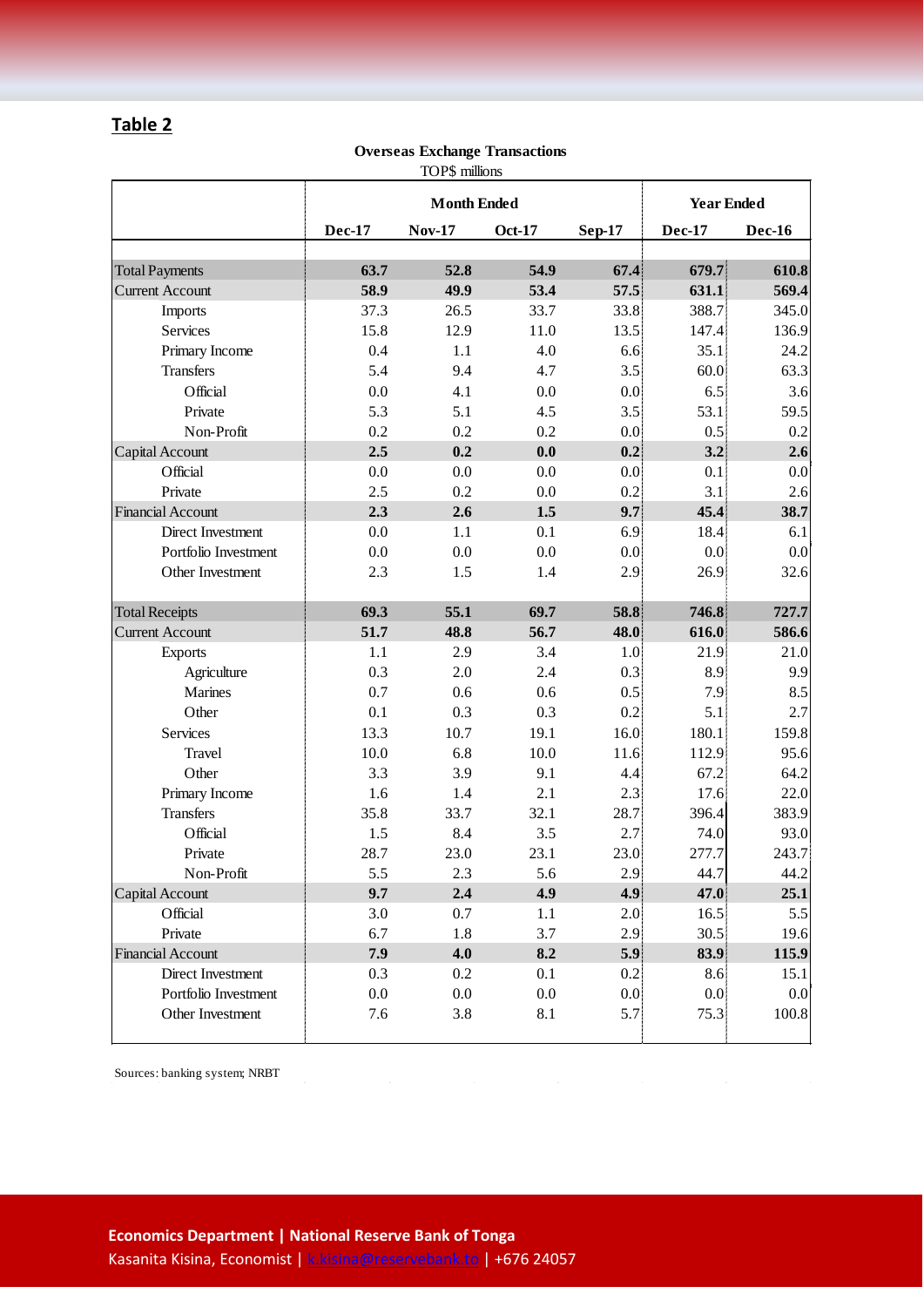## Table 2

**Overseas Exchange Transactions**
TOP$ millions

| | Month Ended | | | | Year Ended | |
|---|---|---|---|---|---|---|
| | **Dec-17** | **Nov-17** | **Oct-17** | **Sep-17** | **Dec-17** | **Dec-16** |
| Total Payments | **63.7** | **52.8** | **54.9** | **67.4** | **679.7** | **610.8** |
| Current Account | **58.9** | **49.9** | **53.4** | **57.5** | **631.1** | **569.4** |
| Imports | 37.3 | 26.5 | 33.7 | 33.8 | 388.7 | 345.0 |
| Services | 15.8 | 12.9 | 11.0 | 13.5 | 147.4 | 136.9 |
| Primary Income | 0.4 | 1.1 | 4.0 | 6.6 | 35.1 | 24.2 |
| Transfers | 5.4 | 9.4 | 4.7 | 3.5 | 60.0 | 63.3 |
| Official | 0.0 | 4.1 | 0.0 | 0.0 | 6.5 | 3.6 |
| Private | 5.3 | 5.1 | 4.5 | 3.5 | 53.1 | 59.5 |
| Non-Profit | 0.2 | 0.2 | 0.2 | 0.0 | 0.5 | 0.2 |
| Capital Account | **2.5** | **0.2** | **0.0** | **0.2** | **3.2** | **2.6** |
| Official | 0.0 | 0.0 | 0.0 | 0.0 | 0.1 | 0.0 |
| Private | 2.5 | 0.2 | 0.0 | 0.2 | 3.1 | 2.6 |
| Financial Account | **2.3** | **2.6** | **1.5** | **9.7** | **45.4** | **38.7** |
| Direct Investment | 0.0 | 1.1 | 0.1 | 6.9 | 18.4 | 6.1 |
| Portfolio Investment | 0.0 | 0.0 | 0.0 | 0.0 | 0.0 | 0.0 |
| Other Investment | 2.3 | 1.5 | 1.4 | 2.9 | 26.9 | 32.6 |
| Total Receipts | **69.3** | **55.1** | **69.7** | **58.8** | **746.8** | **727.7** |
| Current Account | **51.7** | **48.8** | **56.7** | **48.0** | **616.0** | **586.6** |
| Exports | 1.1 | 2.9 | 3.4 | 1.0 | 21.9 | 21.0 |
| Agriculture | 0.3 | 2.0 | 2.4 | 0.3 | 8.9 | 9.9 |
| Marines | 0.7 | 0.6 | 0.6 | 0.5 | 7.9 | 8.5 |
| Other | 0.1 | 0.3 | 0.3 | 0.2 | 5.1 | 2.7 |
| Services | 13.3 | 10.7 | 19.1 | 16.0 | 180.1 | 159.8 |
| Travel | 10.0 | 6.8 | 10.0 | 11.6 | 112.9 | 95.6 |
| Other | 3.3 | 3.9 | 9.1 | 4.4 | 67.2 | 64.2 |
| Primary Income | 1.6 | 1.4 | 2.1 | 2.3 | 17.6 | 22.0 |
| Transfers | 35.8 | 33.7 | 32.1 | 28.7 | 396.4 | 383.9 |
| Official | 1.5 | 8.4 | 3.5 | 2.7 | 74.0 | 93.0 |
| Private | 28.7 | 23.0 | 23.1 | 23.0 | 277.7 | 243.7 |
| Non-Profit | 5.5 | 2.3 | 5.6 | 2.9 | 44.7 | 44.2 |
| Capital Account | **9.7** | **2.4** | **4.9** | **4.9** | **47.0** | **25.1** |
| Official | 3.0 | 0.7 | 1.1 | 2.0 | 16.5 | 5.5 |
| Private | 6.7 | 1.8 | 3.7 | 2.9 | 30.5 | 19.6 |
| Financial Account | **7.9** | **4.0** | **8.2** | **5.9** | **83.9** | **115.9** |
| Direct Investment | 0.3 | 0.2 | 0.1 | 0.2 | 8.6 | 15.1 |
| Portfolio Investment | 0.0 | 0.0 | 0.0 | 0.0 | 0.0 | 0.0 |
| Other Investment | 7.6 | 3.8 | 8.1 | 5.7 | 75.3 | 100.8 |

Sources: banking system; NRBT

**Economics Department | National Reserve Bank of Tonga**
Kasanita Kisina, Economist | k.kisina@reservebank.to | +676 24057